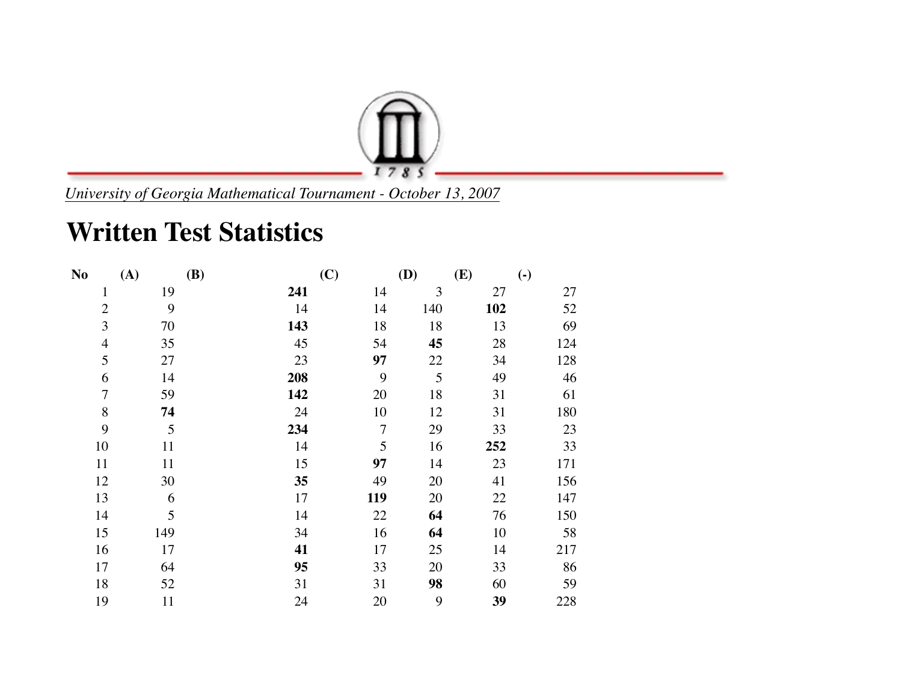*University of Georgia Mathematical Tournament - October 13, 2007*

# Written Test Statistics

| No | (A) | (B) | (C) | (D) | (E) | (-) |
|---|---|---|---|---|---|---|
| 1 | 19 | **241** | 14 | 3 | 27 | 27 |
| 2 | 9 | 14 | 14 | 140 | **102** | 52 |
| 3 | 70 | **143** | 18 | 18 | 13 | 69 |
| 4 | 35 | 45 | 54 | **45** | 28 | 124 |
| 5 | 27 | 23 | **97** | 22 | 34 | 128 |
| 6 | 14 | **208** | 9 | 5 | 49 | 46 |
| 7 | 59 | **142** | 20 | 18 | 31 | 61 |
| 8 | **74** | 24 | 10 | 12 | 31 | 180 |
| 9 | 5 | **234** | 7 | 29 | 33 | 23 |
| 10 | 11 | 14 | 5 | 16 | **252** | 33 |
| 11 | 11 | 15 | **97** | 14 | 23 | 171 |
| 12 | 30 | **35** | 49 | 20 | 41 | 156 |
| 13 | 6 | 17 | **119** | 20 | 22 | 147 |
| 14 | 5 | 14 | 22 | **64** | 76 | 150 |
| 15 | 149 | 34 | 16 | **64** | 10 | 58 |
| 16 | 17 | **41** | 17 | 25 | 14 | 217 |
| 17 | 64 | **95** | 33 | 20 | 33 | 86 |
| 18 | 52 | 31 | 31 | **98** | 60 | 59 |
| 19 | 11 | 24 | 20 | 9 | **39** | 228 |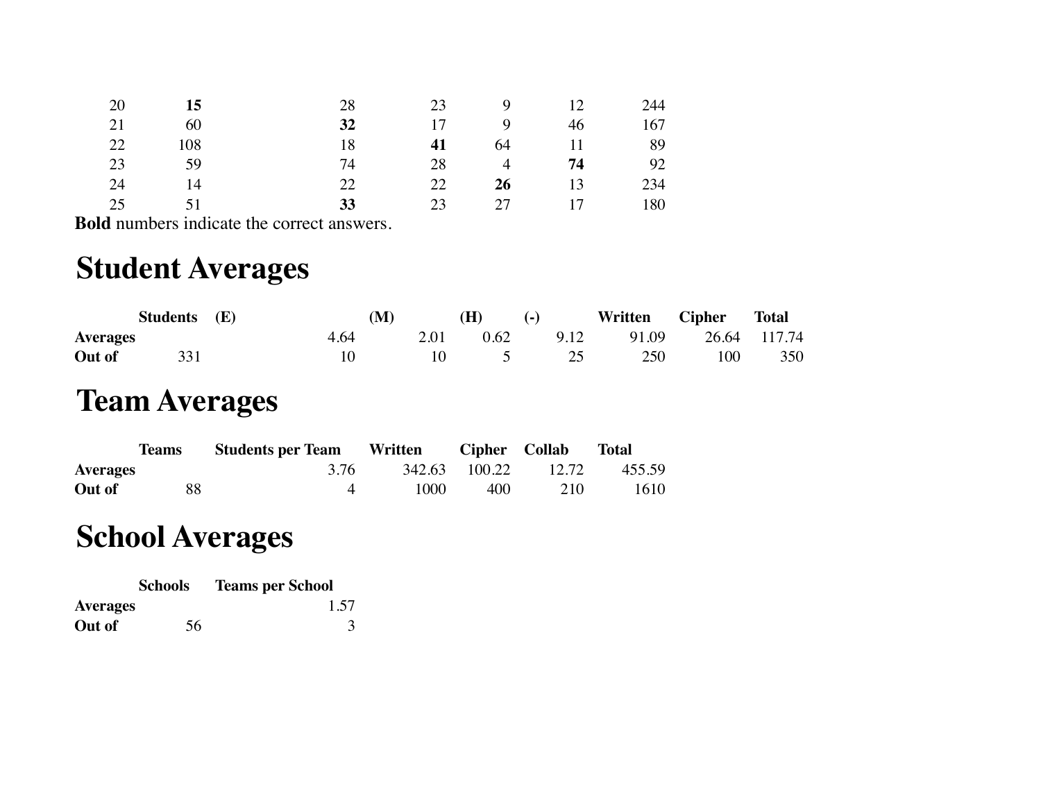| | | | | | | |
|---|---|---|---|---|---|---|
| 20 | **15** | 28 | 23 | 9 | 12 | 244 |
| 21 | 60 | **32** | 17 | 9 | 46 | 167 |
| 22 | 108 | 18 | **41** | 64 | 11 | 89 |
| 23 | 59 | 74 | 28 | 4 | **74** | 92 |
| 24 | 14 | 22 | 22 | **26** | 13 | 234 |
| 25 | 51 | **33** | 23 | 27 | 17 | 180 |

**Bold** numbers indicate the correct answers.

# Student Averages

| | Students | (E) | (M) | (H) | (-) | Written | Cipher | Total |
|---|---|---|---|---|---|---|---|---|
| **Averages** | | 4.64 | 2.01 | 0.62 | 9.12 | 91.09 | 26.64 | 117.74 |
| **Out of** | 331 | 10 | 10 | 5 | 25 | 250 | 100 | 350 |

# Team Averages

| | Teams | Students per Team | Written | Cipher | Collab | Total |
|---|---|---|---|---|---|---|
| **Averages** | | 3.76 | 342.63 | 100.22 | 12.72 | 455.59 |
| **Out of** | 88 | 4 | 1000 | 400 | 210 | 1610 |

# School Averages

| | Schools | Teams per School |
|---|---|---|
| **Averages** | | 1.57 |
| **Out of** | 56 | 3 |